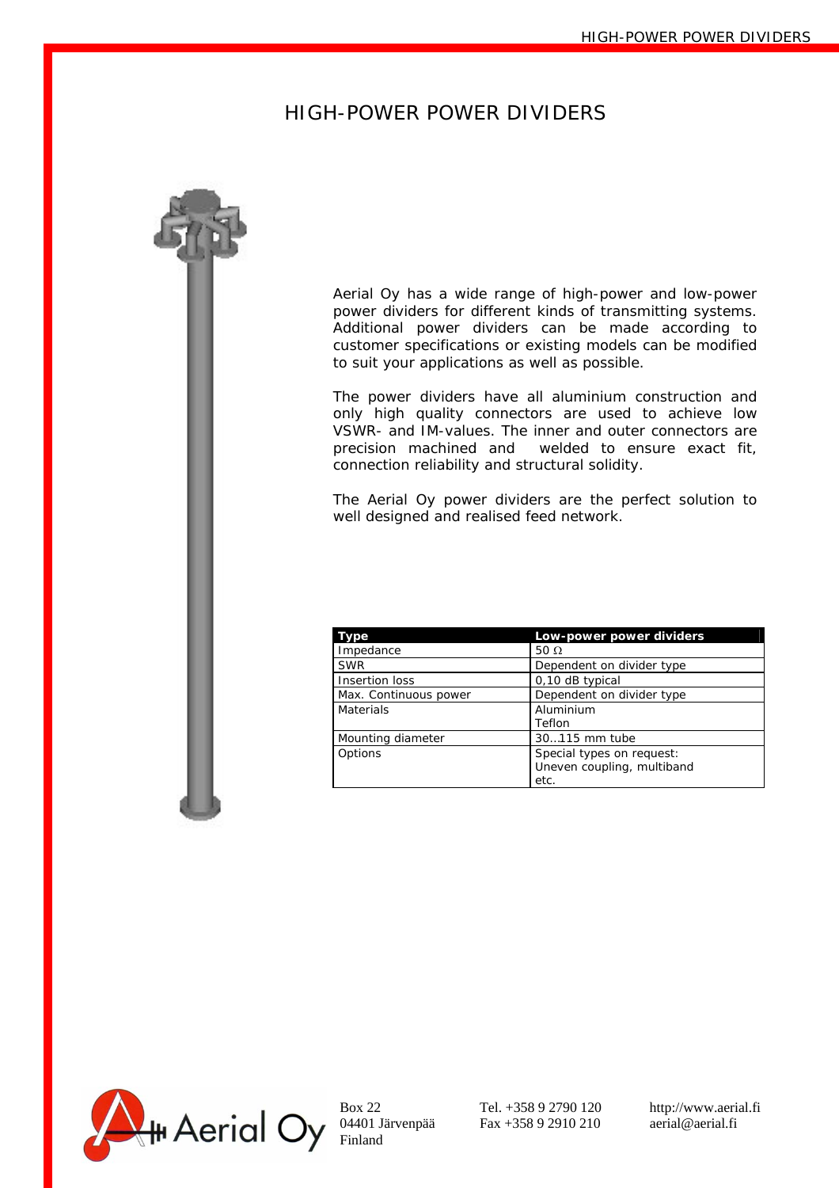# HIGH-POWER POWER DIVIDERS

Aerial Oy has a wide range of high-power and low-power power dividers for different kinds of transmitting systems. Additional power dividers can be made according to customer specifications or existing models can be modified to suit your applications as well as possible.

The power dividers have all aluminium construction and only high quality connectors are used to achieve low VSWR- and IM-values. The inner and outer connectors are precision machined and welded to ensure exact fit, connection reliability and structural solidity.

The Aerial Oy power dividers are the perfect solution to well designed and realised feed network.

| Type | Low-power power dividers |
|---|---|
| Impedance | 50 Ω |
| SWR | Dependent on divider type |
| Insertion loss | 0,10 dB typical |
| Max. Continuous power | Dependent on divider type |
| Materials | Aluminium<br>Teflon |
| Mounting diameter | 30…115 mm tube |
| Options | Special types on request:<br>Uneven coupling, multiband etc. |

Aerial Oy

Box 22
04401 Järvenpää
Finland

Tel. +358 9 2790 120
Fax +358 9 2910 210

http://www.aerial.fi
aerial@aerial.fi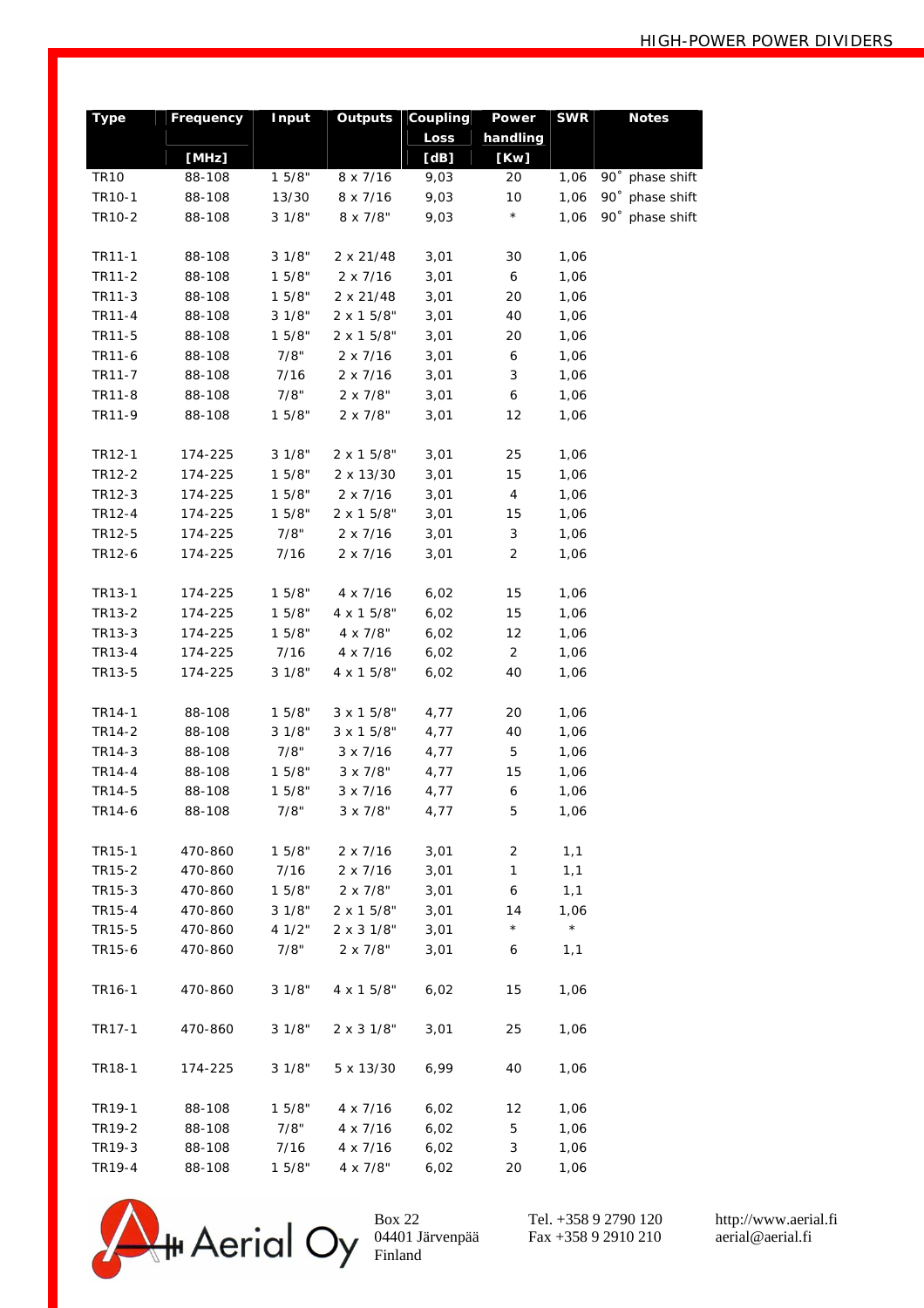| Type | Frequency [MHz] | Input | Outputs | Coupling Loss [dB] | Power handling [Kw] | SWR | Notes |
|---|---|---|---|---|---|---|---|
| TR10 | 88-108 | 1 5/8" | 8 x 7/16 | 9,03 | 20 | 1,06 | 90˚ phase shift |
| TR10-1 | 88-108 | 13/30 | 8 x 7/16 | 9,03 | 10 | 1,06 | 90˚ phase shift |
| TR10-2 | 88-108 | 3 1/8" | 8 x 7/8" | 9,03 | * | 1,06 | 90˚ phase shift |
| TR11-1 | 88-108 | 3 1/8" | 2 x 21/48 | 3,01 | 30 | 1,06 | |
| TR11-2 | 88-108 | 1 5/8" | 2 x 7/16 | 3,01 | 6 | 1,06 | |
| TR11-3 | 88-108 | 1 5/8" | 2 x 21/48 | 3,01 | 20 | 1,06 | |
| TR11-4 | 88-108 | 3 1/8" | 2 x 1 5/8" | 3,01 | 40 | 1,06 | |
| TR11-5 | 88-108 | 1 5/8" | 2 x 1 5/8" | 3,01 | 20 | 1,06 | |
| TR11-6 | 88-108 | 7/8" | 2 x 7/16 | 3,01 | 6 | 1,06 | |
| TR11-7 | 88-108 | 7/16 | 2 x 7/16 | 3,01 | 3 | 1,06 | |
| TR11-8 | 88-108 | 7/8" | 2 x 7/8" | 3,01 | 6 | 1,06 | |
| TR11-9 | 88-108 | 1 5/8" | 2 x 7/8" | 3,01 | 12 | 1,06 | |
| TR12-1 | 174-225 | 3 1/8" | 2 x 1 5/8" | 3,01 | 25 | 1,06 | |
| TR12-2 | 174-225 | 1 5/8" | 2 x 13/30 | 3,01 | 15 | 1,06 | |
| TR12-3 | 174-225 | 1 5/8" | 2 x 7/16 | 3,01 | 4 | 1,06 | |
| TR12-4 | 174-225 | 1 5/8" | 2 x 1 5/8" | 3,01 | 15 | 1,06 | |
| TR12-5 | 174-225 | 7/8" | 2 x 7/16 | 3,01 | 3 | 1,06 | |
| TR12-6 | 174-225 | 7/16 | 2 x 7/16 | 3,01 | 2 | 1,06 | |
| TR13-1 | 174-225 | 1 5/8" | 4 x 7/16 | 6,02 | 15 | 1,06 | |
| TR13-2 | 174-225 | 1 5/8" | 4 x 1 5/8" | 6,02 | 15 | 1,06 | |
| TR13-3 | 174-225 | 1 5/8" | 4 x 7/8" | 6,02 | 12 | 1,06 | |
| TR13-4 | 174-225 | 7/16 | 4 x 7/16 | 6,02 | 2 | 1,06 | |
| TR13-5 | 174-225 | 3 1/8" | 4 x 1 5/8" | 6,02 | 40 | 1,06 | |
| TR14-1 | 88-108 | 1 5/8" | 3 x 1 5/8" | 4,77 | 20 | 1,06 | |
| TR14-2 | 88-108 | 3 1/8" | 3 x 1 5/8" | 4,77 | 40 | 1,06 | |
| TR14-3 | 88-108 | 7/8" | 3 x 7/16 | 4,77 | 5 | 1,06 | |
| TR14-4 | 88-108 | 1 5/8" | 3 x 7/8" | 4,77 | 15 | 1,06 | |
| TR14-5 | 88-108 | 1 5/8" | 3 x 7/16 | 4,77 | 6 | 1,06 | |
| TR14-6 | 88-108 | 7/8" | 3 x 7/8" | 4,77 | 5 | 1,06 | |
| TR15-1 | 470-860 | 1 5/8" | 2 x 7/16 | 3,01 | 2 | 1,1 | |
| TR15-2 | 470-860 | 7/16 | 2 x 7/16 | 3,01 | 1 | 1,1 | |
| TR15-3 | 470-860 | 1 5/8" | 2 x 7/8" | 3,01 | 6 | 1,1 | |
| TR15-4 | 470-860 | 3 1/8" | 2 x 1 5/8" | 3,01 | 14 | 1,06 | |
| TR15-5 | 470-860 | 4 1/2" | 2 x 3 1/8" | 3,01 | * | * | |
| TR15-6 | 470-860 | 7/8" | 2 x 7/8" | 3,01 | 6 | 1,1 | |
| TR16-1 | 470-860 | 3 1/8" | 4 x 1 5/8" | 6,02 | 15 | 1,06 | |
| TR17-1 | 470-860 | 3 1/8" | 2 x 3 1/8" | 3,01 | 25 | 1,06 | |
| TR18-1 | 174-225 | 3 1/8" | 5 x 13/30 | 6,99 | 40 | 1,06 | |
| TR19-1 | 88-108 | 1 5/8" | 4 x 7/16 | 6,02 | 12 | 1,06 | |
| TR19-2 | 88-108 | 7/8" | 4 x 7/16 | 6,02 | 5 | 1,06 | |
| TR19-3 | 88-108 | 7/16 | 4 x 7/16 | 6,02 | 3 | 1,06 | |
| TR19-4 | 88-108 | 1 5/8" | 4 x 7/8" | 6,02 | 20 | 1,06 | |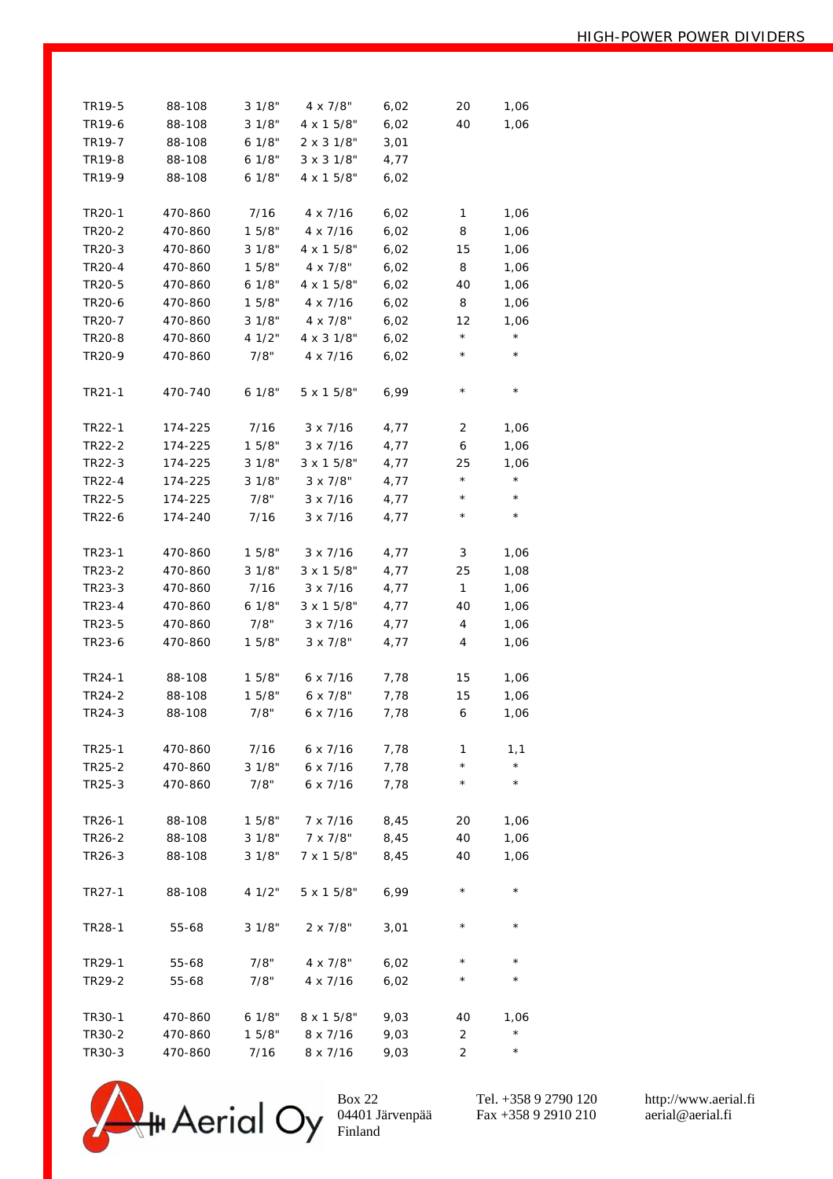| | | | | | | |
|---|---|---|---|---|---|---|
| TR19-5 | 88-108 | 3 1/8" | 4 x 7/8" | 6,02 | 20 | 1,06 |
| TR19-6 | 88-108 | 3 1/8" | 4 x 1 5/8" | 6,02 | 40 | 1,06 |
| TR19-7 | 88-108 | 6 1/8" | 2 x 3 1/8" | 3,01 | | |
| TR19-8 | 88-108 | 6 1/8" | 3 x 3 1/8" | 4,77 | | |
| TR19-9 | 88-108 | 6 1/8" | 4 x 1 5/8" | 6,02 | | |
| TR20-1 | 470-860 | 7/16 | 4 x 7/16 | 6,02 | 1 | 1,06 |
| TR20-2 | 470-860 | 1 5/8" | 4 x 7/16 | 6,02 | 8 | 1,06 |
| TR20-3 | 470-860 | 3 1/8" | 4 x 1 5/8" | 6,02 | 15 | 1,06 |
| TR20-4 | 470-860 | 1 5/8" | 4 x 7/8" | 6,02 | 8 | 1,06 |
| TR20-5 | 470-860 | 6 1/8" | 4 x 1 5/8" | 6,02 | 40 | 1,06 |
| TR20-6 | 470-860 | 1 5/8" | 4 x 7/16 | 6,02 | 8 | 1,06 |
| TR20-7 | 470-860 | 3 1/8" | 4 x 7/8" | 6,02 | 12 | 1,06 |
| TR20-8 | 470-860 | 4 1/2" | 4 x 3 1/8" | 6,02 | * | * |
| TR20-9 | 470-860 | 7/8" | 4 x 7/16 | 6,02 | * | * |
| TR21-1 | 470-740 | 6 1/8" | 5 x 1 5/8" | 6,99 | * | * |
| TR22-1 | 174-225 | 7/16 | 3 x 7/16 | 4,77 | 2 | 1,06 |
| TR22-2 | 174-225 | 1 5/8" | 3 x 7/16 | 4,77 | 6 | 1,06 |
| TR22-3 | 174-225 | 3 1/8" | 3 x 1 5/8" | 4,77 | 25 | 1,06 |
| TR22-4 | 174-225 | 3 1/8" | 3 x 7/8" | 4,77 | * | * |
| TR22-5 | 174-225 | 7/8" | 3 x 7/16 | 4,77 | * | * |
| TR22-6 | 174-240 | 7/16 | 3 x 7/16 | 4,77 | * | * |
| TR23-1 | 470-860 | 1 5/8" | 3 x 7/16 | 4,77 | 3 | 1,06 |
| TR23-2 | 470-860 | 3 1/8" | 3 x 1 5/8" | 4,77 | 25 | 1,08 |
| TR23-3 | 470-860 | 7/16 | 3 x 7/16 | 4,77 | 1 | 1,06 |
| TR23-4 | 470-860 | 6 1/8" | 3 x 1 5/8" | 4,77 | 40 | 1,06 |
| TR23-5 | 470-860 | 7/8" | 3 x 7/16 | 4,77 | 4 | 1,06 |
| TR23-6 | 470-860 | 1 5/8" | 3 x 7/8" | 4,77 | 4 | 1,06 |
| TR24-1 | 88-108 | 1 5/8" | 6 x 7/16 | 7,78 | 15 | 1,06 |
| TR24-2 | 88-108 | 1 5/8" | 6 x 7/8" | 7,78 | 15 | 1,06 |
| TR24-3 | 88-108 | 7/8" | 6 x 7/16 | 7,78 | 6 | 1,06 |
| TR25-1 | 470-860 | 7/16 | 6 x 7/16 | 7,78 | 1 | 1,1 |
| TR25-2 | 470-860 | 3 1/8" | 6 x 7/16 | 7,78 | * | * |
| TR25-3 | 470-860 | 7/8" | 6 x 7/16 | 7,78 | * | * |
| TR26-1 | 88-108 | 1 5/8" | 7 x 7/16 | 8,45 | 20 | 1,06 |
| TR26-2 | 88-108 | 3 1/8" | 7 x 7/8" | 8,45 | 40 | 1,06 |
| TR26-3 | 88-108 | 3 1/8" | 7 x 1 5/8" | 8,45 | 40 | 1,06 |
| TR27-1 | 88-108 | 4 1/2" | 5 x 1 5/8" | 6,99 | * | * |
| TR28-1 | 55-68 | 3 1/8" | 2 x 7/8" | 3,01 | * | * |
| TR29-1 | 55-68 | 7/8" | 4 x 7/8" | 6,02 | * | * |
| TR29-2 | 55-68 | 7/8" | 4 x 7/16 | 6,02 | * | * |
| TR30-1 | 470-860 | 6 1/8" | 8 x 1 5/8" | 9,03 | 40 | 1,06 |
| TR30-2 | 470-860 | 1 5/8" | 8 x 7/16 | 9,03 | 2 | * |
| TR30-3 | 470-860 | 7/16 | 8 x 7/16 | 9,03 | 2 | * |

Aerial Oy

Box 22
04401 Järvenpää
Finland

Tel. +358 9 2790 120
Fax +358 9 2910 210

http://www.aerial.fi
aerial@aerial.fi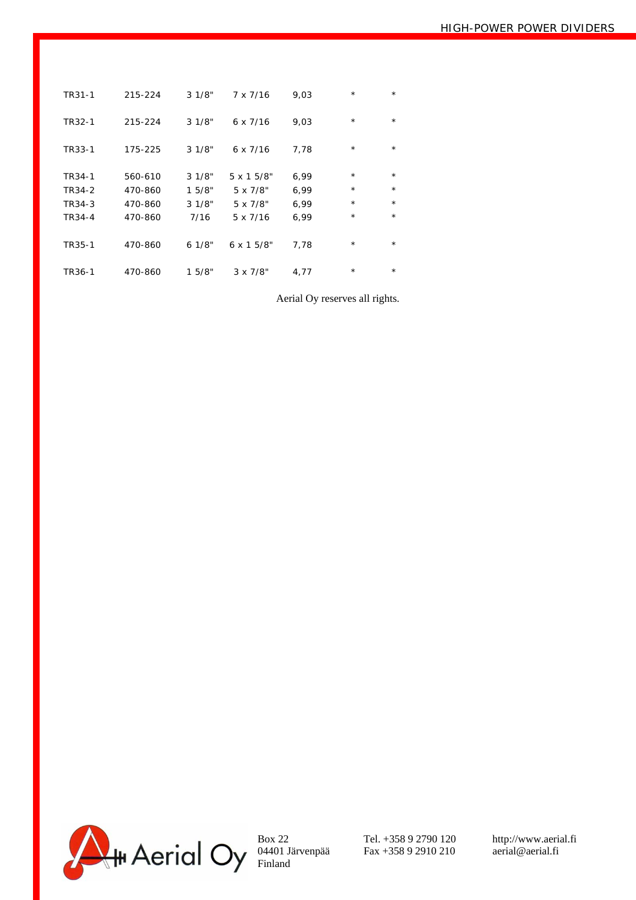| | | | | | | |
|---|---|---|---|---|---|---|
| TR31-1 | 215-224 | 3 1/8" | 7 x 7/16 | 9,03 | * | * |
| TR32-1 | 215-224 | 3 1/8" | 6 x 7/16 | 9,03 | * | * |
| TR33-1 | 175-225 | 3 1/8" | 6 x 7/16 | 7,78 | * | * |
| TR34-1 | 560-610 | 3 1/8" | 5 x 1 5/8" | 6,99 | * | * |
| TR34-2 | 470-860 | 1 5/8" | 5 x 7/8" | 6,99 | * | * |
| TR34-3 | 470-860 | 3 1/8" | 5 x 7/8" | 6,99 | * | * |
| TR34-4 | 470-860 | 7/16 | 5 x 7/16 | 6,99 | * | * |
| TR35-1 | 470-860 | 6 1/8" | 6 x 1 5/8" | 7,78 | * | * |
| TR36-1 | 470-860 | 1 5/8" | 3 x 7/8" | 4,77 | * | * |

Aerial Oy reserves all rights.

Aerial Oy

Box 22
04401 Järvenpää
Finland

Tel. +358 9 2790 120
Fax +358 9 2910 210

http://www.aerial.fi
aerial@aerial.fi